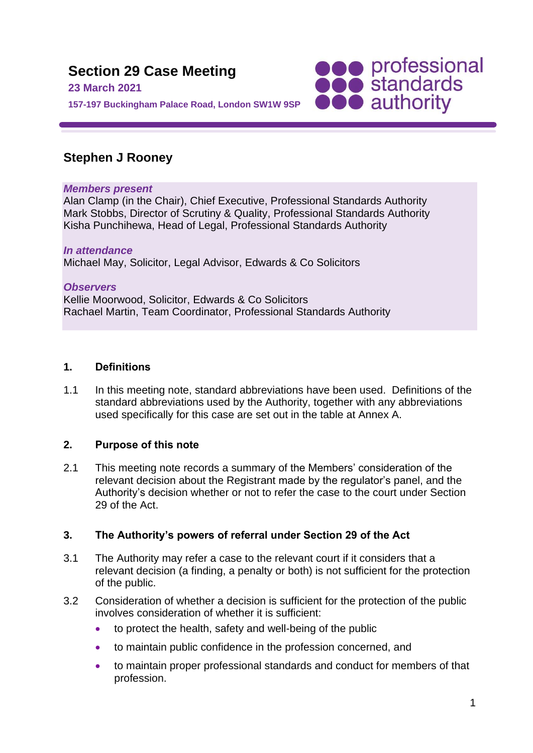# Section 29 Case Meeting

**23 March 2021**

**157-197 Buckingham Palace Road, London SW1W 9SP**

professional standards authority

## Stephen J Rooney

***Members present***
Alan Clamp (in the Chair), Chief Executive, Professional Standards Authority
Mark Stobbs, Director of Scrutiny & Quality, Professional Standards Authority
Kisha Punchihewa, Head of Legal, Professional Standards Authority

***In attendance***
Michael May, Solicitor, Legal Advisor, Edwards & Co Solicitors

***Observers***
Kellie Moorwood, Solicitor, Edwards & Co Solicitors
Rachael Martin, Team Coordinator, Professional Standards Authority

### 1. Definitions

1.1 In this meeting note, standard abbreviations have been used. Definitions of the standard abbreviations used by the Authority, together with any abbreviations used specifically for this case are set out in the table at Annex A.

### 2. Purpose of this note

2.1 This meeting note records a summary of the Members' consideration of the relevant decision about the Registrant made by the regulator's panel, and the Authority's decision whether or not to refer the case to the court under Section 29 of the Act.

### 3. The Authority's powers of referral under Section 29 of the Act

3.1 The Authority may refer a case to the relevant court if it considers that a relevant decision (a finding, a penalty or both) is not sufficient for the protection of the public.

3.2 Consideration of whether a decision is sufficient for the protection of the public involves consideration of whether it is sufficient:

- to protect the health, safety and well-being of the public
- to maintain public confidence in the profession concerned, and
- to maintain proper professional standards and conduct for members of that profession.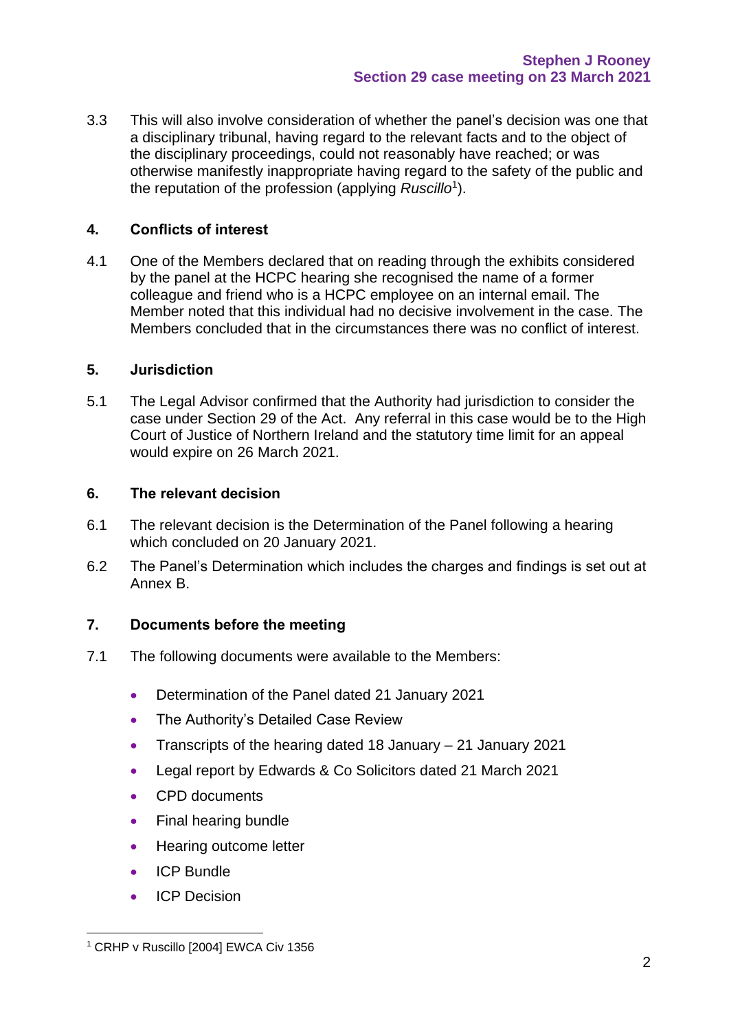3.3 This will also involve consideration of whether the panel's decision was one that a disciplinary tribunal, having regard to the relevant facts and to the object of the disciplinary proceedings, could not reasonably have reached; or was otherwise manifestly inappropriate having regard to the safety of the public and the reputation of the profession (applying *Ruscillo*[1]).

## 4. Conflicts of interest

4.1 One of the Members declared that on reading through the exhibits considered by the panel at the HCPC hearing she recognised the name of a former colleague and friend who is a HCPC employee on an internal email. The Member noted that this individual had no decisive involvement in the case. The Members concluded that in the circumstances there was no conflict of interest.

## 5. Jurisdiction

5.1 The Legal Advisor confirmed that the Authority had jurisdiction to consider the case under Section 29 of the Act. Any referral in this case would be to the High Court of Justice of Northern Ireland and the statutory time limit for an appeal would expire on 26 March 2021.

## 6. The relevant decision

6.1 The relevant decision is the Determination of the Panel following a hearing which concluded on 20 January 2021.

6.2 The Panel's Determination which includes the charges and findings is set out at Annex B.

## 7. Documents before the meeting

7.1 The following documents were available to the Members:

- Determination of the Panel dated 21 January 2021
- The Authority's Detailed Case Review
- Transcripts of the hearing dated 18 January – 21 January 2021
- Legal report by Edwards & Co Solicitors dated 21 March 2021
- CPD documents
- Final hearing bundle
- Hearing outcome letter
- ICP Bundle
- ICP Decision

[1] CRHP v Ruscillo [2004] EWCA Civ 1356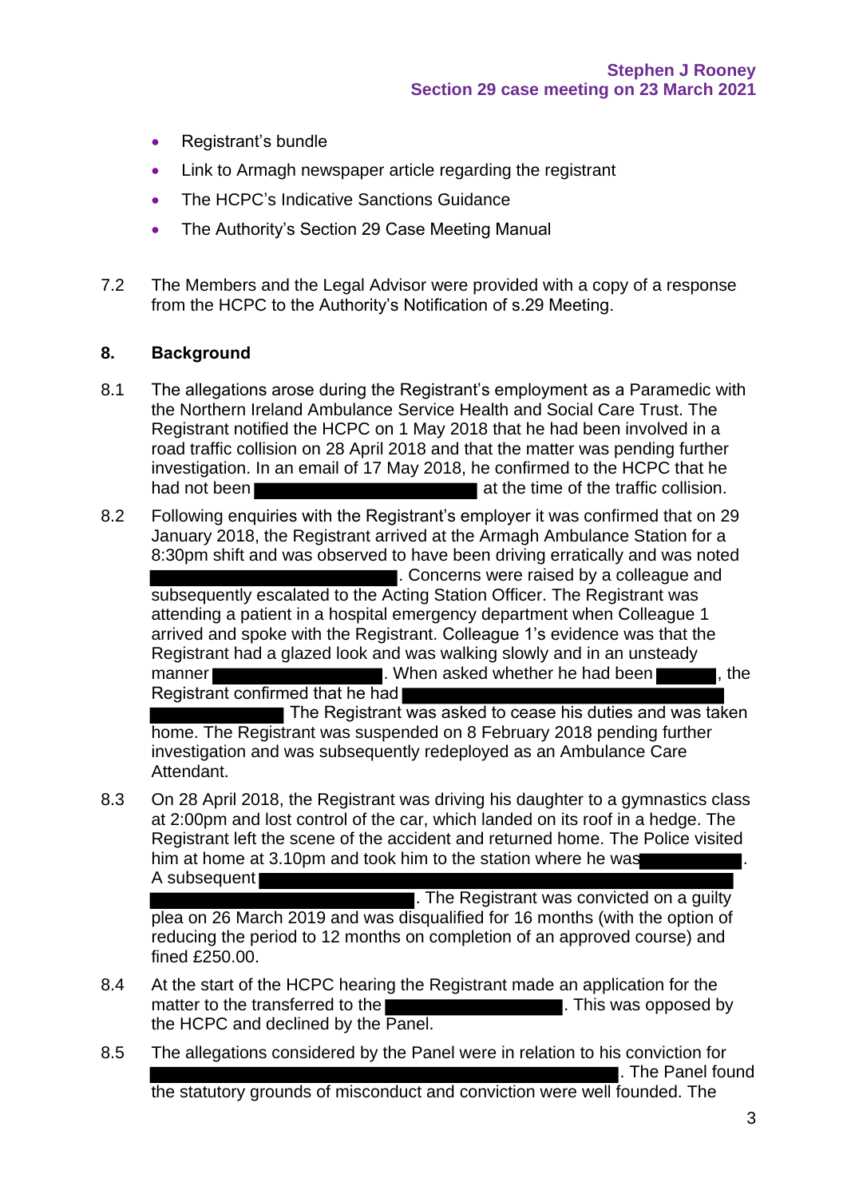- Registrant's bundle
- Link to Armagh newspaper article regarding the registrant
- The HCPC's Indicative Sanctions Guidance
- The Authority's Section 29 Case Meeting Manual

7.2 The Members and the Legal Advisor were provided with a copy of a response from the HCPC to the Authority's Notification of s.29 Meeting.

## 8. Background

8.1 The allegations arose during the Registrant's employment as a Paramedic with the Northern Ireland Ambulance Service Health and Social Care Trust. The Registrant notified the HCPC on 1 May 2018 that he had been involved in a road traffic collision on 28 April 2018 and that the matter was pending further investigation. In an email of 17 May 2018, he confirmed to the HCPC that he had not been [REDACTED] at the time of the traffic collision.

8.2 Following enquiries with the Registrant's employer it was confirmed that on 29 January 2018, the Registrant arrived at the Armagh Ambulance Station for a 8:30pm shift and was observed to have been driving erratically and was noted [REDACTED]. Concerns were raised by a colleague and subsequently escalated to the Acting Station Officer. The Registrant was attending a patient in a hospital emergency department when Colleague 1 arrived and spoke with the Registrant. Colleague 1's evidence was that the Registrant had a glazed look and was walking slowly and in an unsteady manner [REDACTED]. When asked whether he had been [REDACTED], the Registrant confirmed that he had [REDACTED] The Registrant was asked to cease his duties and was taken home. The Registrant was suspended on 8 February 2018 pending further investigation and was subsequently redeployed as an Ambulance Care Attendant.

8.3 On 28 April 2018, the Registrant was driving his daughter to a gymnastics class at 2:00pm and lost control of the car, which landed on its roof in a hedge. The Registrant left the scene of the accident and returned home. The Police visited him at home at 3.10pm and took him to the station where he was [REDACTED]. A subsequent [REDACTED]. The Registrant was convicted on a guilty plea on 26 March 2019 and was disqualified for 16 months (with the option of reducing the period to 12 months on completion of an approved course) and fined £250.00.

8.4 At the start of the HCPC hearing the Registrant made an application for the matter to the transferred to the [REDACTED]. This was opposed by the HCPC and declined by the Panel.

8.5 The allegations considered by the Panel were in relation to his conviction for [REDACTED]. The Panel found the statutory grounds of misconduct and conviction were well founded. The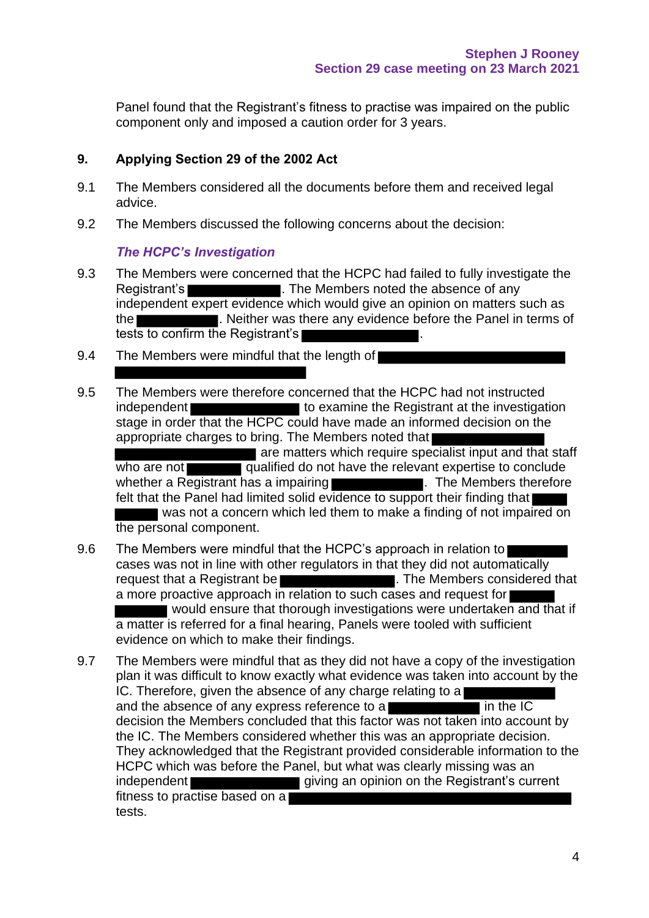Panel found that the Registrant's fitness to practise was impaired on the public component only and imposed a caution order for 3 years.

## 9. Applying Section 29 of the 2002 Act

9.1 The Members considered all the documents before them and received legal advice.

9.2 The Members discussed the following concerns about the decision:

***The HCPC's Investigation***

9.3 The Members were concerned that the HCPC had failed to fully investigate the Registrant's ██████████. The Members noted the absence of any independent expert evidence which would give an opinion on matters such as the ████████. Neither was there any evidence before the Panel in terms of tests to confirm the Registrant's ███████████.

9.4 The Members were mindful that the length of ████████████████████ █████████████████████

9.5 The Members were therefore concerned that the HCPC had not instructed independent ████████████ to examine the Registrant at the investigation stage in order that the HCPC could have made an informed decision on the appropriate charges to bring. The Members noted that ████████████ ████████████████ are matters which require specialist input and that staff who are not ██████ qualified do not have the relevant expertise to conclude whether a Registrant has a impairing ██████████. The Members therefore felt that the Panel had limited solid evidence to support their finding that ████ █████ was not a concern which led them to make a finding of not impaired on the personal component.

9.6 The Members were mindful that the HCPC's approach in relation to ███████ cases was not in line with other regulators in that they did not automatically request that a Registrant be █████████████. The Members considered that a more proactive approach in relation to such cases and request for █████ ██████ would ensure that thorough investigations were undertaken and that if a matter is referred for a final hearing, Panels were tooled with sufficient evidence on which to make their findings.

9.7 The Members were mindful that as they did not have a copy of the investigation plan it was difficult to know exactly what evidence was taken into account by the IC. Therefore, given the absence of any charge relating to a ██████████ and the absence of any express reference to a ██████████ in the IC decision the Members concluded that this factor was not taken into account by the IC. The Members considered whether this was an appropriate decision. They acknowledged that the Registrant provided considerable information to the HCPC which was before the Panel, but what was clearly missing was an independent ████████████ giving an opinion on the Registrant's current fitness to practise based on a ███████████████████████████████ tests.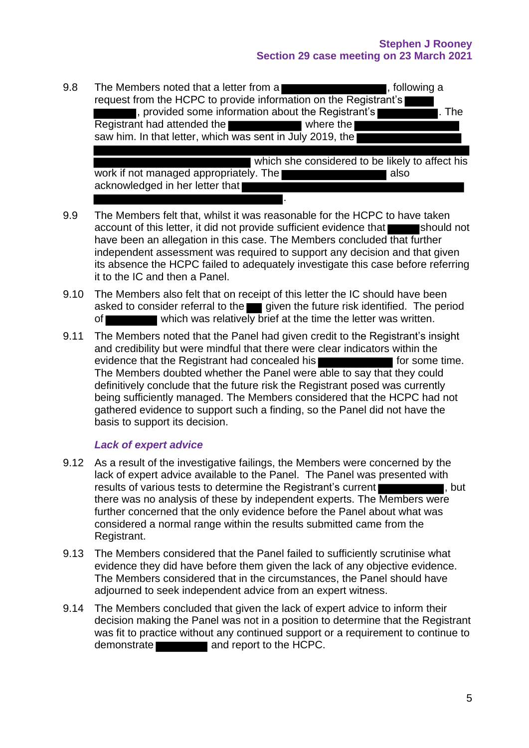9.8 The Members noted that a letter from a ███████████, following a request from the HCPC to provide information on the Registrant's ████ ██████, provided some information about the Registrant's ███████. The Registrant had attended the ████████ where the ███████████ saw him. In that letter, which was sent in July 2019, the ███████████ ████████████████████████████████████████ ████████████████ which she considered to be likely to affect his work if not managed appropriately. The ███████████ also acknowledged in her letter that ████████████████████████ ████████████████████.

9.9 The Members felt that, whilst it was reasonable for the HCPC to have taken account of this letter, it did not provide sufficient evidence that █████ should not have been an allegation in this case. The Members concluded that further independent assessment was required to support any decision and that given its absence the HCPC failed to adequately investigate this case before referring it to the IC and then a Panel.

9.10 The Members also felt that on receipt of this letter the IC should have been asked to consider referral to the ██ given the future risk identified. The period of ██████ which was relatively brief at the time the letter was written.

9.11 The Members noted that the Panel had given credit to the Registrant's insight and credibility but were mindful that there were clear indicators within the evidence that the Registrant had concealed his ████████ for some time. The Members doubted whether the Panel were able to say that they could definitively conclude that the future risk the Registrant posed was currently being sufficiently managed. The Members considered that the HCPC had not gathered evidence to support such a finding, so the Panel did not have the basis to support its decision.

### *Lack of expert advice*

9.12 As a result of the investigative failings, the Members were concerned by the lack of expert advice available to the Panel. The Panel was presented with results of various tests to determine the Registrant's current ███████, but there was no analysis of these by independent experts. The Members were further concerned that the only evidence before the Panel about what was considered a normal range within the results submitted came from the Registrant.

9.13 The Members considered that the Panel failed to sufficiently scrutinise what evidence they did have before them given the lack of any objective evidence. The Members considered that in the circumstances, the Panel should have adjourned to seek independent advice from an expert witness.

9.14 The Members concluded that given the lack of expert advice to inform their decision making the Panel was not in a position to determine that the Registrant was fit to practice without any continued support or a requirement to continue to demonstrate ██████ and report to the HCPC.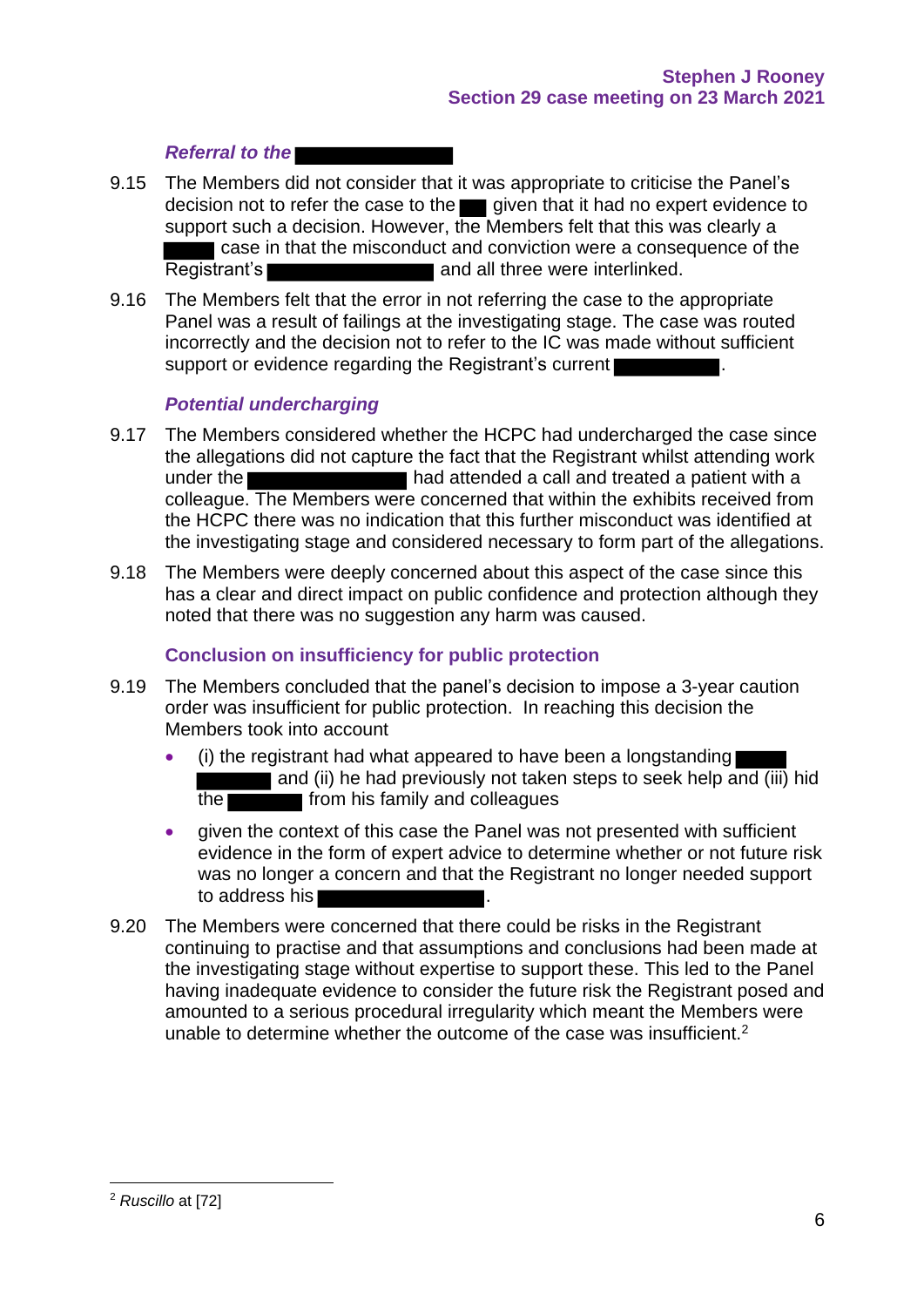### *Referral to the* ████████

9.15 The Members did not consider that it was appropriate to criticise the Panel's decision not to refer the case to the ██ given that it had no expert evidence to support such a decision. However, the Members felt that this was clearly a ████ case in that the misconduct and conviction were a consequence of the Registrant's ████████ and all three were interlinked.

9.16 The Members felt that the error in not referring the case to the appropriate Panel was a result of failings at the investigating stage. The case was routed incorrectly and the decision not to refer to the IC was made without sufficient support or evidence regarding the Registrant's current █████.

### *Potential undercharging*

9.17 The Members considered whether the HCPC had undercharged the case since the allegations did not capture the fact that the Registrant whilst attending work under the ████████ had attended a call and treated a patient with a colleague. The Members were concerned that within the exhibits received from the HCPC there was no indication that this further misconduct was identified at the investigating stage and considered necessary to form part of the allegations.

9.18 The Members were deeply concerned about this aspect of the case since this has a clear and direct impact on public confidence and protection although they noted that there was no suggestion any harm was caused.

### Conclusion on insufficiency for public protection

9.19 The Members concluded that the panel's decision to impose a 3-year caution order was insufficient for public protection. In reaching this decision the Members took into account

- (i) the registrant had what appeared to have been a longstanding ████ ████ and (ii) he had previously not taken steps to seek help and (iii) hid the ████ from his family and colleagues
- given the context of this case the Panel was not presented with sufficient evidence in the form of expert advice to determine whether or not future risk was no longer a concern and that the Registrant no longer needed support to address his ████████.

9.20 The Members were concerned that there could be risks in the Registrant continuing to practise and that assumptions and conclusions had been made at the investigating stage without expertise to support these. This led to the Panel having inadequate evidence to consider the future risk the Registrant posed and amounted to a serious procedural irregularity which meant the Members were unable to determine whether the outcome of the case was insufficient.[2]

---

[2] *Ruscillo* at [72]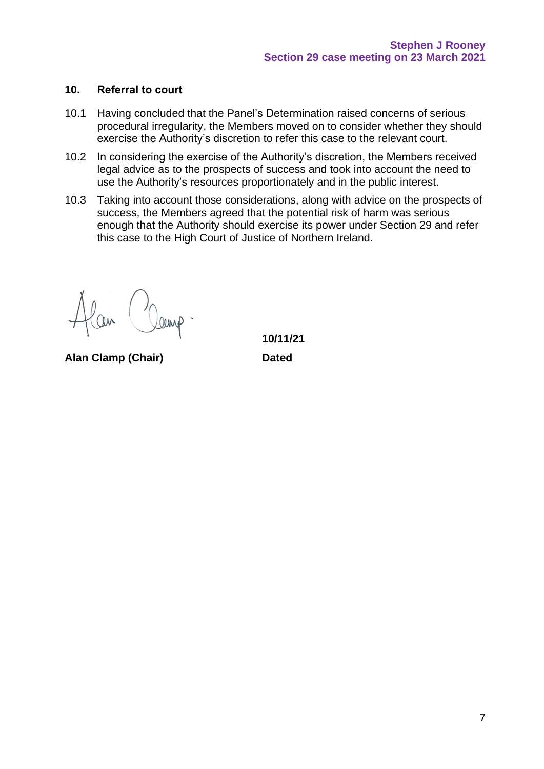## 10. Referral to court

10.1 Having concluded that the Panel's Determination raised concerns of serious procedural irregularity, the Members moved on to consider whether they should exercise the Authority's discretion to refer this case to the relevant court.

10.2 In considering the exercise of the Authority's discretion, the Members received legal advice as to the prospects of success and took into account the need to use the Authority's resources proportionately and in the public interest.

10.3 Taking into account those considerations, along with advice on the prospects of success, the Members agreed that the potential risk of harm was serious enough that the Authority should exercise its power under Section 29 and refer this case to the High Court of Justice of Northern Ireland.

**Alan Clamp (Chair)**

**10/11/21**

**Dated**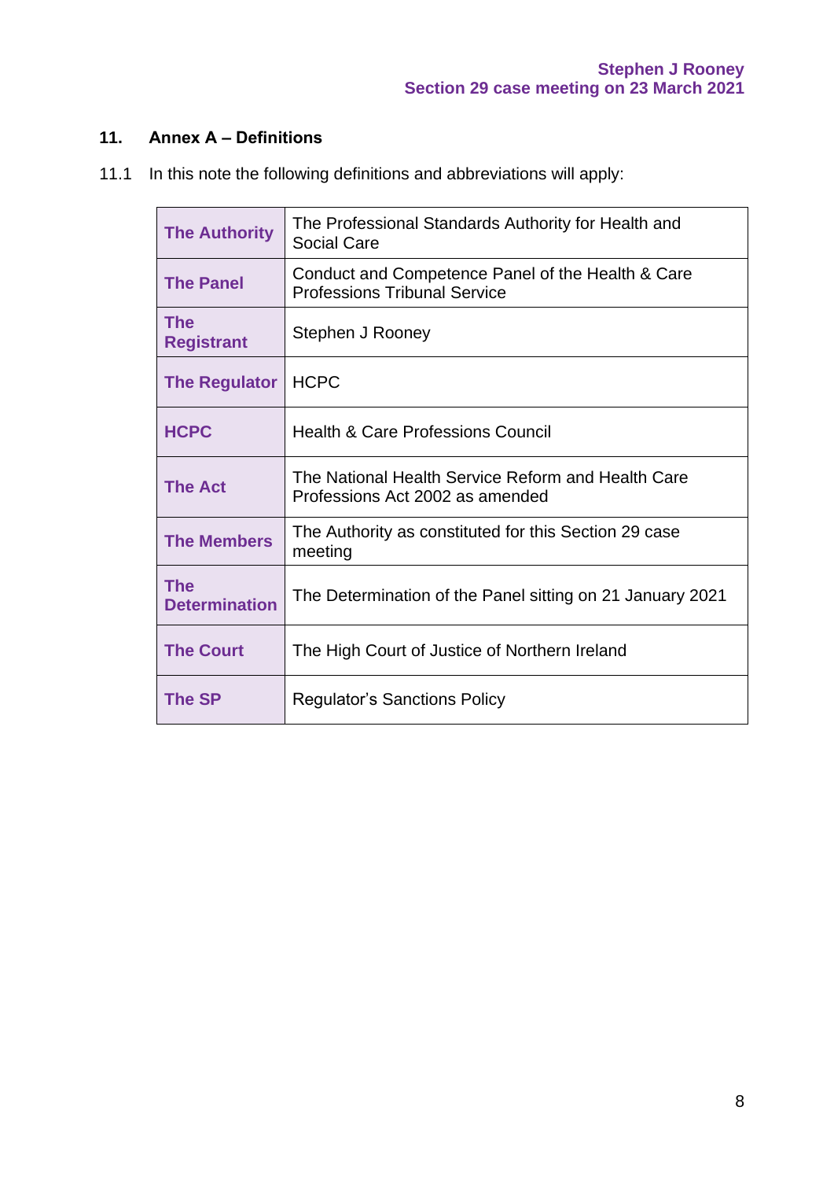## 11. Annex A – Definitions

11.1 In this note the following definitions and abbreviations will apply:

| | |
|---|---|
| **The Authority** | The Professional Standards Authority for Health and Social Care |
| **The Panel** | Conduct and Competence Panel of the Health & Care Professions Tribunal Service |
| **The Registrant** | Stephen J Rooney |
| **The Regulator** | HCPC |
| **HCPC** | Health & Care Professions Council |
| **The Act** | The National Health Service Reform and Health Care Professions Act 2002 as amended |
| **The Members** | The Authority as constituted for this Section 29 case meeting |
| **The Determination** | The Determination of the Panel sitting on 21 January 2021 |
| **The Court** | The High Court of Justice of Northern Ireland |
| **The SP** | Regulator's Sanctions Policy |